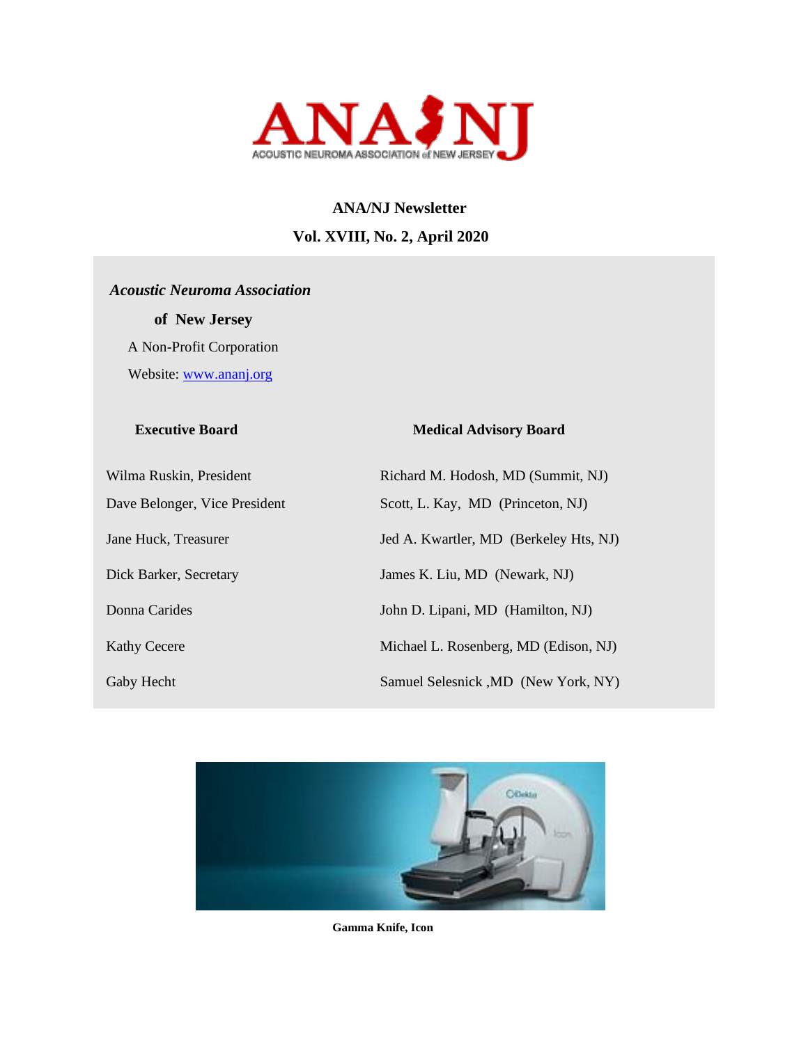ANA/NJ
ACOUSTIC NEUROMA ASSOCIATION of NEW JERSEY

# ANA/NJ Newsletter

## Vol. XVIII, No. 2, April 2020

***Acoustic Neuroma Association***

**of New Jersey**

A Non-Profit Corporation

Website: www.ananj.org

| Executive Board | Medical Advisory Board |
|---|---|
| Wilma Ruskin, President | Richard M. Hodosh, MD (Summit, NJ) |
| Dave Belonger, Vice President | Scott, L. Kay, MD (Princeton, NJ) |
| Jane Huck, Treasurer | Jed A. Kwartler, MD (Berkeley Hts, NJ) |
| Dick Barker, Secretary | James K. Liu, MD (Newark, NJ) |
| Donna Carides | John D. Lipani, MD (Hamilton, NJ) |
| Kathy Cecere | Michael L. Rosenberg, MD (Edison, NJ) |
| Gaby Hecht | Samuel Selesnick ,MD (New York, NY) |

**Gamma Knife, Icon**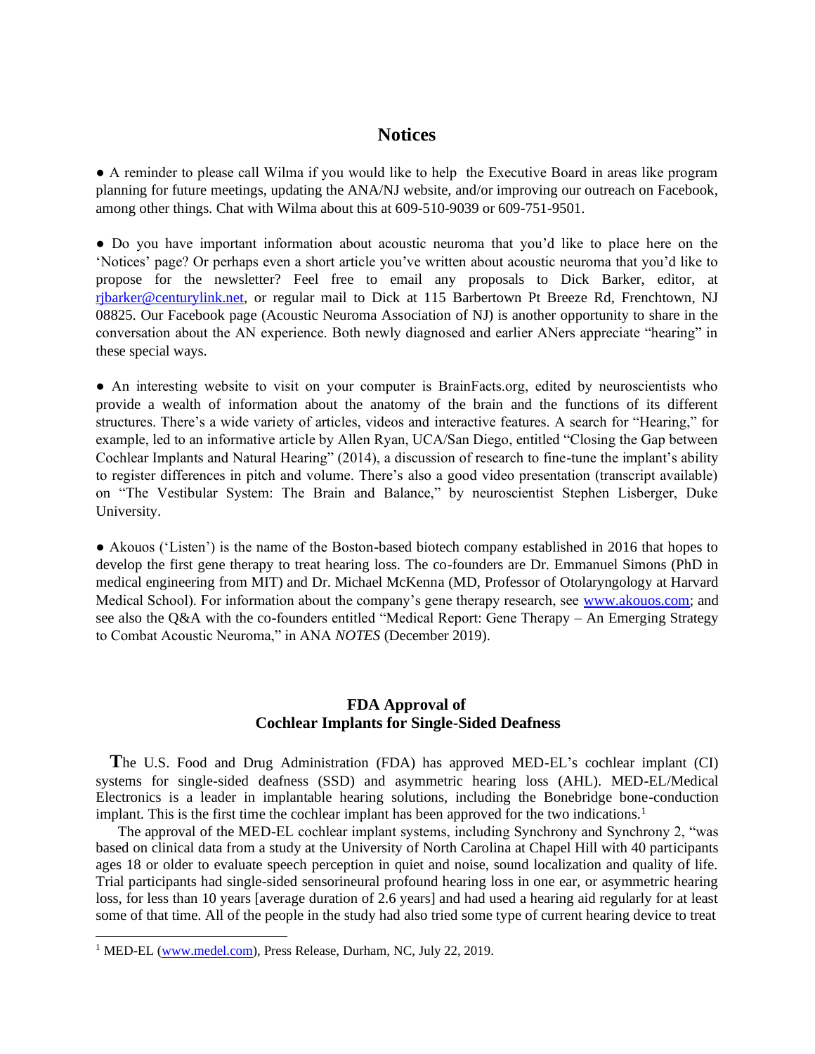## Notices

● A reminder to please call Wilma if you would like to help the Executive Board in areas like program planning for future meetings, updating the ANA/NJ website, and/or improving our outreach on Facebook, among other things. Chat with Wilma about this at 609-510-9039 or 609-751-9501.

● Do you have important information about acoustic neuroma that you'd like to place here on the 'Notices' page? Or perhaps even a short article you've written about acoustic neuroma that you'd like to propose for the newsletter? Feel free to email any proposals to Dick Barker, editor, at rjbarker@centurylink.net, or regular mail to Dick at 115 Barbertown Pt Breeze Rd, Frenchtown, NJ 08825. Our Facebook page (Acoustic Neuroma Association of NJ) is another opportunity to share in the conversation about the AN experience. Both newly diagnosed and earlier ANers appreciate "hearing" in these special ways.

● An interesting website to visit on your computer is BrainFacts.org, edited by neuroscientists who provide a wealth of information about the anatomy of the brain and the functions of its different structures. There's a wide variety of articles, videos and interactive features. A search for "Hearing," for example, led to an informative article by Allen Ryan, UCA/San Diego, entitled "Closing the Gap between Cochlear Implants and Natural Hearing" (2014), a discussion of research to fine-tune the implant's ability to register differences in pitch and volume. There's also a good video presentation (transcript available) on "The Vestibular System: The Brain and Balance," by neuroscientist Stephen Lisberger, Duke University.

● Akouos ('Listen') is the name of the Boston-based biotech company established in 2016 that hopes to develop the first gene therapy to treat hearing loss. The co-founders are Dr. Emmanuel Simons (PhD in medical engineering from MIT) and Dr. Michael McKenna (MD, Professor of Otolaryngology at Harvard Medical School). For information about the company's gene therapy research, see www.akouos.com; and see also the Q&A with the co-founders entitled "Medical Report: Gene Therapy – An Emerging Strategy to Combat Acoustic Neuroma," in ANA *NOTES* (December 2019).

### FDA Approval of Cochlear Implants for Single-Sided Deafness

**T**he U.S. Food and Drug Administration (FDA) has approved MED-EL's cochlear implant (CI) systems for single-sided deafness (SSD) and asymmetric hearing loss (AHL). MED-EL/Medical Electronics is a leader in implantable hearing solutions, including the Bonebridge bone-conduction implant. This is the first time the cochlear implant has been approved for the two indications.[1]

The approval of the MED-EL cochlear implant systems, including Synchrony and Synchrony 2, "was based on clinical data from a study at the University of North Carolina at Chapel Hill with 40 participants ages 18 or older to evaluate speech perception in quiet and noise, sound localization and quality of life. Trial participants had single-sided sensorineural profound hearing loss in one ear, or asymmetric hearing loss, for less than 10 years [average duration of 2.6 years] and had used a hearing aid regularly for at least some of that time. All of the people in the study had also tried some type of current hearing device to treat

[1] MED-EL (www.medel.com), Press Release, Durham, NC, July 22, 2019.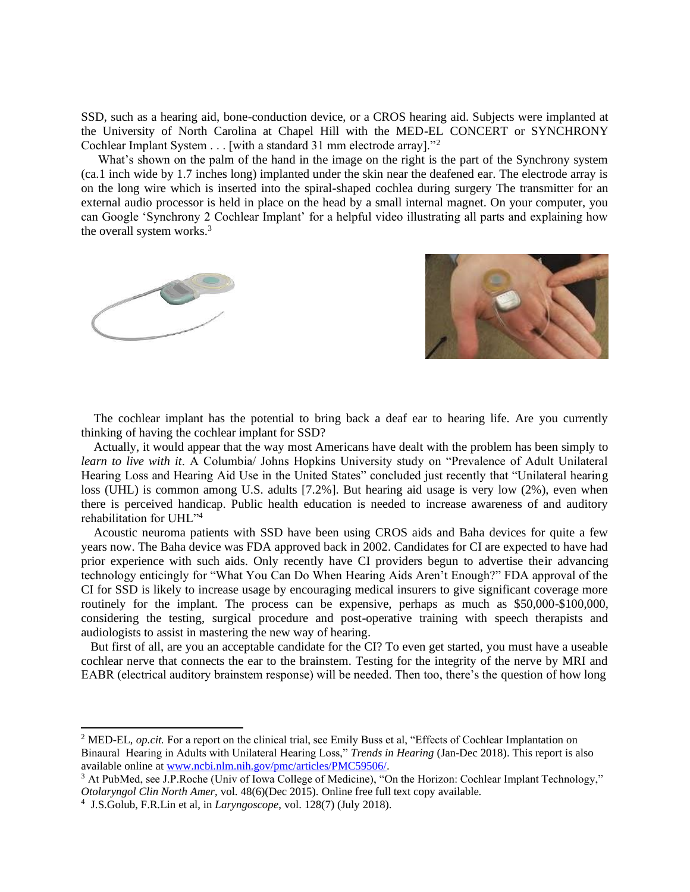SSD, such as a hearing aid, bone-conduction device, or a CROS hearing aid. Subjects were implanted at the University of North Carolina at Chapel Hill with the MED-EL CONCERT or SYNCHRONY Cochlear Implant System . . . [with a standard 31 mm electrode array]."[2]

What's shown on the palm of the hand in the image on the right is the part of the Synchrony system (ca.1 inch wide by 1.7 inches long) implanted under the skin near the deafened ear. The electrode array is on the long wire which is inserted into the spiral-shaped cochlea during surgery The transmitter for an external audio processor is held in place on the head by a small internal magnet. On your computer, you can Google 'Synchrony 2 Cochlear Implant' for a helpful video illustrating all parts and explaining how the overall system works.[3]

The cochlear implant has the potential to bring back a deaf ear to hearing life. Are you currently thinking of having the cochlear implant for SSD?

Actually, it would appear that the way most Americans have dealt with the problem has been simply to *learn to live with it*. A Columbia/ Johns Hopkins University study on "Prevalence of Adult Unilateral Hearing Loss and Hearing Aid Use in the United States" concluded just recently that "Unilateral hearing loss (UHL) is common among U.S. adults [7.2%]. But hearing aid usage is very low (2%), even when there is perceived handicap. Public health education is needed to increase awareness of and auditory rehabilitation for UHL"[4]

Acoustic neuroma patients with SSD have been using CROS aids and Baha devices for quite a few years now. The Baha device was FDA approved back in 2002. Candidates for CI are expected to have had prior experience with such aids. Only recently have CI providers begun to advertise their advancing technology enticingly for "What You Can Do When Hearing Aids Aren't Enough?" FDA approval of the CI for SSD is likely to increase usage by encouraging medical insurers to give significant coverage more routinely for the implant. The process can be expensive, perhaps as much as $50,000-$100,000, considering the testing, surgical procedure and post-operative training with speech therapists and audiologists to assist in mastering the new way of hearing.

But first of all, are you an acceptable candidate for the CI? To even get started, you must have a useable cochlear nerve that connects the ear to the brainstem. Testing for the integrity of the nerve by MRI and EABR (electrical auditory brainstem response) will be needed. Then too, there's the question of how long

---

[2] MED-EL, *op.cit.* For a report on the clinical trial, see Emily Buss et al, "Effects of Cochlear Implantation on Binaural Hearing in Adults with Unilateral Hearing Loss," *Trends in Hearing* (Jan-Dec 2018). This report is also available online at www.ncbi.nlm.nih.gov/pmc/articles/PMC59506/.

[3] At PubMed, see J.P.Roche (Univ of Iowa College of Medicine), "On the Horizon: Cochlear Implant Technology," *Otolaryngol Clin North Amer*, vol. 48(6)(Dec 2015). Online free full text copy available.

[4] J.S.Golub, F.R.Lin et al, in *Laryngoscope*, vol. 128(7) (July 2018).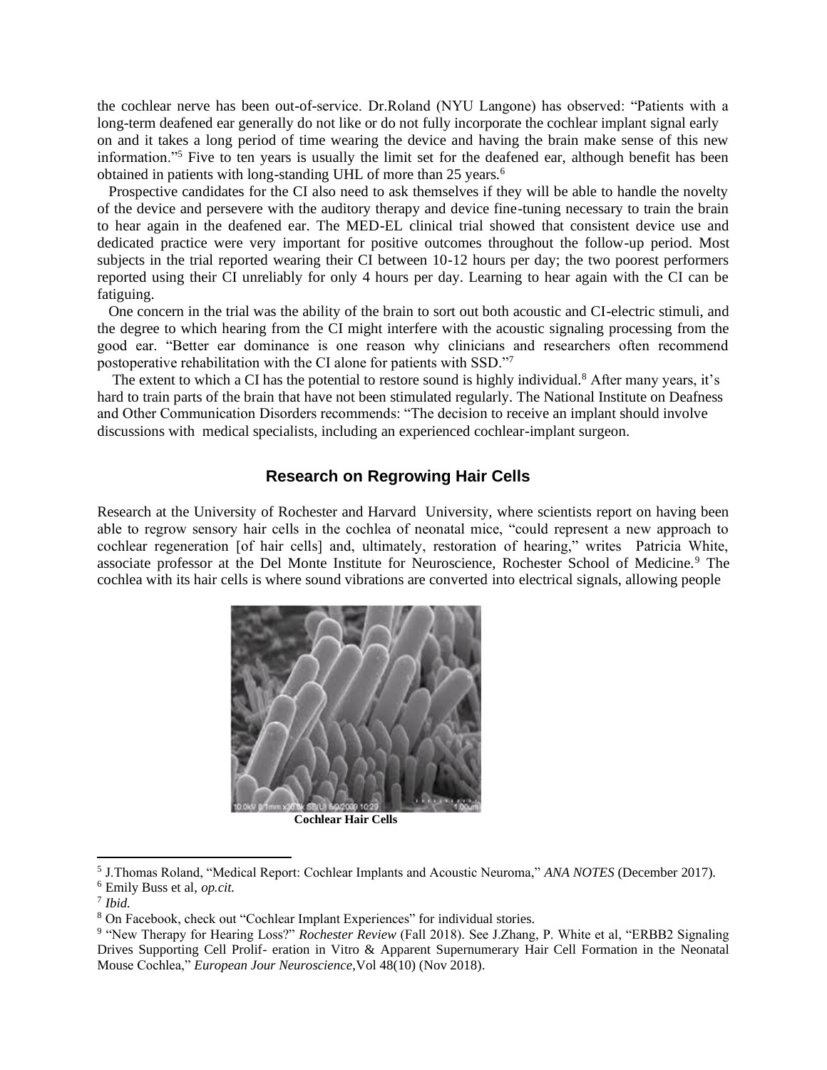the cochlear nerve has been out-of-service. Dr.Roland (NYU Langone) has observed: "Patients with a long-term deafened ear generally do not like or do not fully incorporate the cochlear implant signal early on and it takes a long period of time wearing the device and having the brain make sense of this new information."[5] Five to ten years is usually the limit set for the deafened ear, although benefit has been obtained in patients with long-standing UHL of more than 25 years.[6]

Prospective candidates for the CI also need to ask themselves if they will be able to handle the novelty of the device and persevere with the auditory therapy and device fine-tuning necessary to train the brain to hear again in the deafened ear. The MED-EL clinical trial showed that consistent device use and dedicated practice were very important for positive outcomes throughout the follow-up period. Most subjects in the trial reported wearing their CI between 10-12 hours per day; the two poorest performers reported using their CI unreliably for only 4 hours per day. Learning to hear again with the CI can be fatiguing.

One concern in the trial was the ability of the brain to sort out both acoustic and CI-electric stimuli, and the degree to which hearing from the CI might interfere with the acoustic signaling processing from the good ear. "Better ear dominance is one reason why clinicians and researchers often recommend postoperative rehabilitation with the CI alone for patients with SSD."[7]

The extent to which a CI has the potential to restore sound is highly individual.[8] After many years, it's hard to train parts of the brain that have not been stimulated regularly. The National Institute on Deafness and Other Communication Disorders recommends: "The decision to receive an implant should involve discussions with medical specialists, including an experienced cochlear-implant surgeon.

## Research on Regrowing Hair Cells

Research at the University of Rochester and Harvard University, where scientists report on having been able to regrow sensory hair cells in the cochlea of neonatal mice, "could represent a new approach to cochlear regeneration [of hair cells] and, ultimately, restoration of hearing," writes Patricia White, associate professor at the Del Monte Institute for Neuroscience, Rochester School of Medicine.[9] The cochlea with its hair cells is where sound vibrations are converted into electrical signals, allowing people

**Cochlear Hair Cells**

---

[5] J.Thomas Roland, "Medical Report: Cochlear Implants and Acoustic Neuroma," *ANA NOTES* (December 2017).

[6] Emily Buss et al, *op.cit.*

[7] *Ibid.*

[8] On Facebook, check out "Cochlear Implant Experiences" for individual stories.

[9] "New Therapy for Hearing Loss?" *Rochester Review* (Fall 2018). See J.Zhang, P. White et al, "ERBB2 Signaling Drives Supporting Cell Prolif- eration in Vitro & Apparent Supernumerary Hair Cell Formation in the Neonatal Mouse Cochlea," *European Jour Neuroscience*,Vol 48(10) (Nov 2018).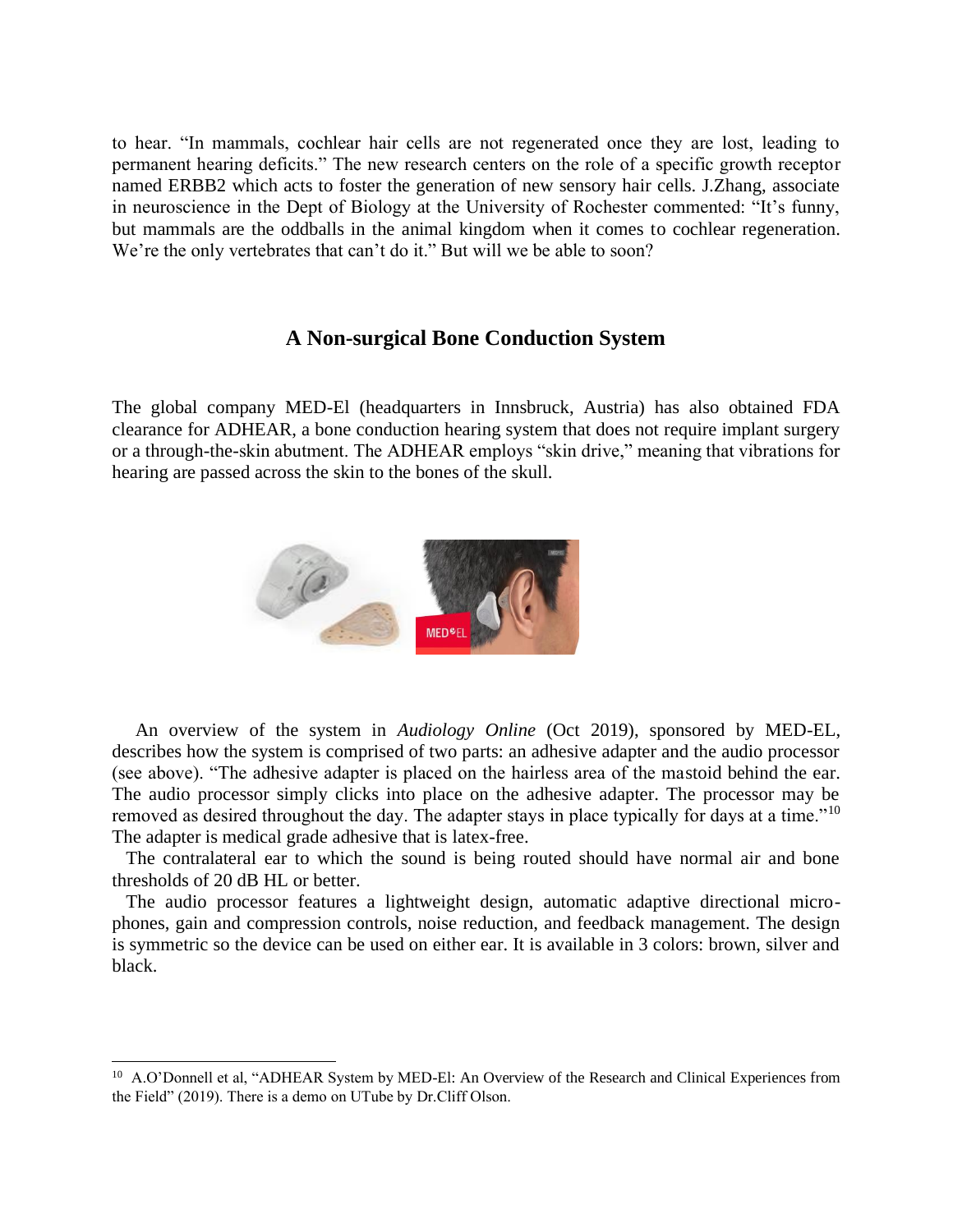to hear. "In mammals, cochlear hair cells are not regenerated once they are lost, leading to permanent hearing deficits." The new research centers on the role of a specific growth receptor named ERBB2 which acts to foster the generation of new sensory hair cells. J.Zhang, associate in neuroscience in the Dept of Biology at the University of Rochester commented: "It's funny, but mammals are the oddballs in the animal kingdom when it comes to cochlear regeneration. We're the only vertebrates that can't do it." But will we be able to soon?

## A Non-surgical Bone Conduction System

The global company MED-El (headquarters in Innsbruck, Austria) has also obtained FDA clearance for ADHEAR, a bone conduction hearing system that does not require implant surgery or a through-the-skin abutment. The ADHEAR employs "skin drive," meaning that vibrations for hearing are passed across the skin to the bones of the skull.

An overview of the system in *Audiology Online* (Oct 2019), sponsored by MED-EL, describes how the system is comprised of two parts: an adhesive adapter and the audio processor (see above). "The adhesive adapter is placed on the hairless area of the mastoid behind the ear. The audio processor simply clicks into place on the adhesive adapter. The processor may be removed as desired throughout the day. The adapter stays in place typically for days at a time."[10] The adapter is medical grade adhesive that is latex-free.

The contralateral ear to which the sound is being routed should have normal air and bone thresholds of 20 dB HL or better.

The audio processor features a lightweight design, automatic adaptive directional microphones, gain and compression controls, noise reduction, and feedback management. The design is symmetric so the device can be used on either ear. It is available in 3 colors: brown, silver and black.

---

[10] A.O'Donnell et al, "ADHEAR System by MED-El: An Overview of the Research and Clinical Experiences from the Field" (2019). There is a demo on UTube by Dr.Cliff Olson.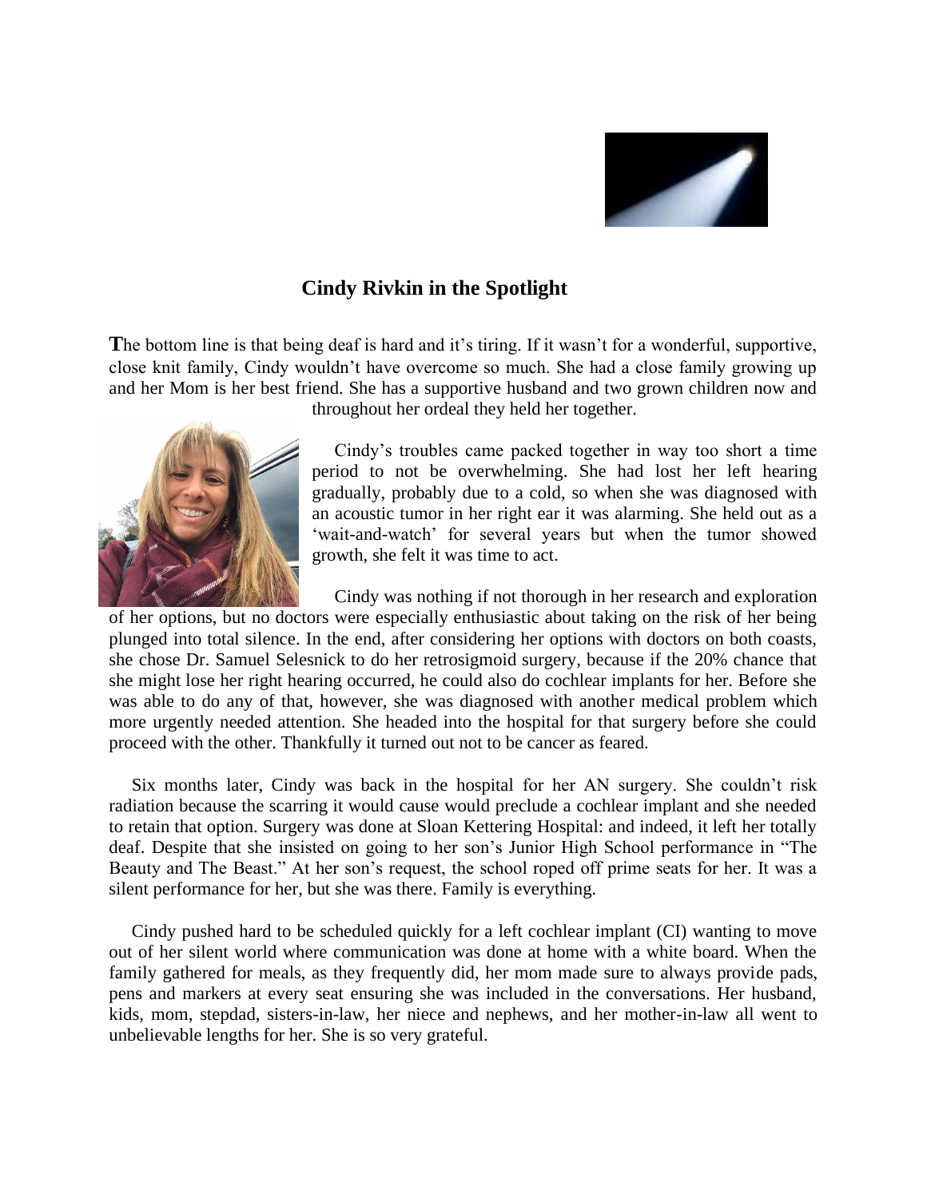## Cindy Rivkin in the Spotlight

**T**he bottom line is that being deaf is hard and it's tiring. If it wasn't for a wonderful, supportive, close knit family, Cindy wouldn't have overcome so much. She had a close family growing up and her Mom is her best friend. She has a supportive husband and two grown children now and throughout her ordeal they held her together.

Cindy's troubles came packed together in way too short a time period to not be overwhelming. She had lost her left hearing gradually, probably due to a cold, so when she was diagnosed with an acoustic tumor in her right ear it was alarming. She held out as a 'wait-and-watch' for several years but when the tumor showed growth, she felt it was time to act.

Cindy was nothing if not thorough in her research and exploration of her options, but no doctors were especially enthusiastic about taking on the risk of her being plunged into total silence. In the end, after considering her options with doctors on both coasts, she chose Dr. Samuel Selesnick to do her retrosigmoid surgery, because if the 20% chance that she might lose her right hearing occurred, he could also do cochlear implants for her. Before she was able to do any of that, however, she was diagnosed with another medical problem which more urgently needed attention. She headed into the hospital for that surgery before she could proceed with the other. Thankfully it turned out not to be cancer as feared.

Six months later, Cindy was back in the hospital for her AN surgery. She couldn't risk radiation because the scarring it would cause would preclude a cochlear implant and she needed to retain that option. Surgery was done at Sloan Kettering Hospital: and indeed, it left her totally deaf. Despite that she insisted on going to her son's Junior High School performance in "The Beauty and The Beast." At her son's request, the school roped off prime seats for her. It was a silent performance for her, but she was there. Family is everything.

Cindy pushed hard to be scheduled quickly for a left cochlear implant (CI) wanting to move out of her silent world where communication was done at home with a white board. When the family gathered for meals, as they frequently did, her mom made sure to always provide pads, pens and markers at every seat ensuring she was included in the conversations. Her husband, kids, mom, stepdad, sisters-in-law, her niece and nephews, and her mother-in-law all went to unbelievable lengths for her. She is so very grateful.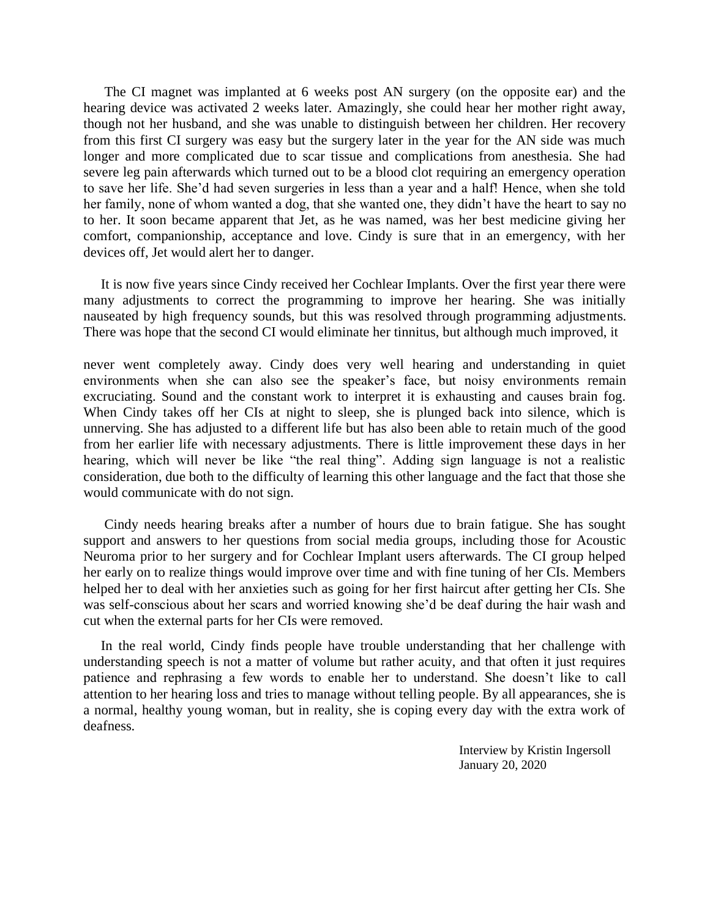The CI magnet was implanted at 6 weeks post AN surgery (on the opposite ear) and the hearing device was activated 2 weeks later. Amazingly, she could hear her mother right away, though not her husband, and she was unable to distinguish between her children. Her recovery from this first CI surgery was easy but the surgery later in the year for the AN side was much longer and more complicated due to scar tissue and complications from anesthesia. She had severe leg pain afterwards which turned out to be a blood clot requiring an emergency operation to save her life. She'd had seven surgeries in less than a year and a half! Hence, when she told her family, none of whom wanted a dog, that she wanted one, they didn't have the heart to say no to her. It soon became apparent that Jet, as he was named, was her best medicine giving her comfort, companionship, acceptance and love. Cindy is sure that in an emergency, with her devices off, Jet would alert her to danger.

It is now five years since Cindy received her Cochlear Implants. Over the first year there were many adjustments to correct the programming to improve her hearing. She was initially nauseated by high frequency sounds, but this was resolved through programming adjustments. There was hope that the second CI would eliminate her tinnitus, but although much improved, it never went completely away. Cindy does very well hearing and understanding in quiet environments when she can also see the speaker's face, but noisy environments remain excruciating. Sound and the constant work to interpret it is exhausting and causes brain fog. When Cindy takes off her CIs at night to sleep, she is plunged back into silence, which is unnerving. She has adjusted to a different life but has also been able to retain much of the good from her earlier life with necessary adjustments. There is little improvement these days in her hearing, which will never be like "the real thing". Adding sign language is not a realistic consideration, due both to the difficulty of learning this other language and the fact that those she would communicate with do not sign.

Cindy needs hearing breaks after a number of hours due to brain fatigue. She has sought support and answers to her questions from social media groups, including those for Acoustic Neuroma prior to her surgery and for Cochlear Implant users afterwards. The CI group helped her early on to realize things would improve over time and with fine tuning of her CIs. Members helped her to deal with her anxieties such as going for her first haircut after getting her CIs. She was self-conscious about her scars and worried knowing she'd be deaf during the hair wash and cut when the external parts for her CIs were removed.

In the real world, Cindy finds people have trouble understanding that her challenge with understanding speech is not a matter of volume but rather acuity, and that often it just requires patience and rephrasing a few words to enable her to understand. She doesn't like to call attention to her hearing loss and tries to manage without telling people. By all appearances, she is a normal, healthy young woman, but in reality, she is coping every day with the extra work of deafness.

Interview by Kristin Ingersoll
January 20, 2020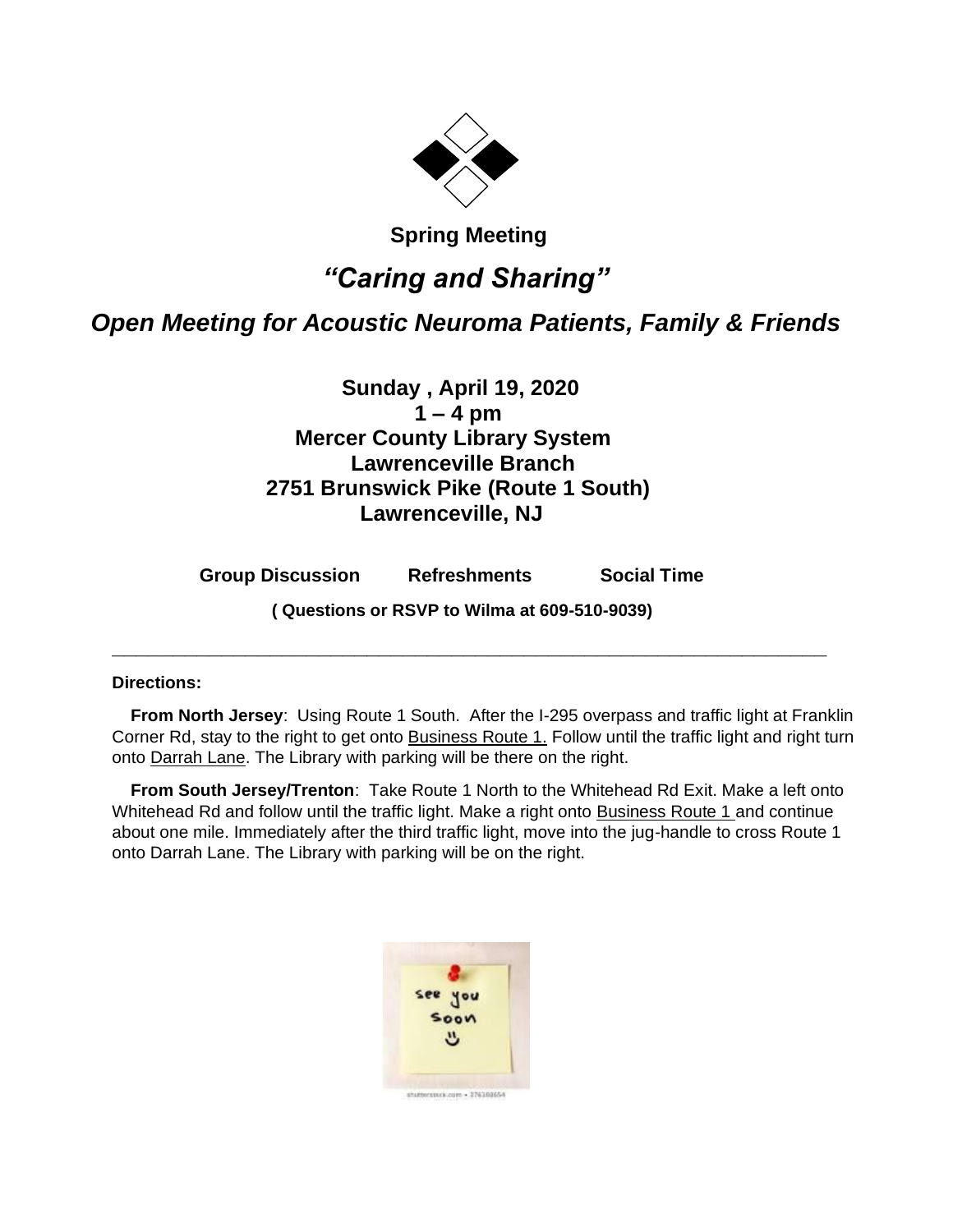**Spring Meeting**

# *"Caring and Sharing"*

## *Open Meeting for Acoustic Neuroma Patients, Family & Friends*

**Sunday , April 19, 2020**
**1 – 4 pm**
**Mercer County Library System**
**Lawrenceville Branch**
**2751 Brunswick Pike (Route 1 South)**
**Lawrenceville, NJ**

**Group Discussion** **Refreshments** **Social Time**

**( Questions or RSVP to Wilma at 609-510-9039)**

---

**Directions:**

**From North Jersey**: Using Route 1 South. After the I-295 overpass and traffic light at Franklin Corner Rd, stay to the right to get onto Business Route 1. Follow until the traffic light and right turn onto Darrah Lane. The Library with parking will be there on the right.

**From South Jersey/Trenton**: Take Route 1 North to the Whitehead Rd Exit. Make a left onto Whitehead Rd and follow until the traffic light. Make a right onto Business Route 1 and continue about one mile. Immediately after the third traffic light, move into the jug-handle to cross Route 1 onto Darrah Lane. The Library with parking will be on the right.